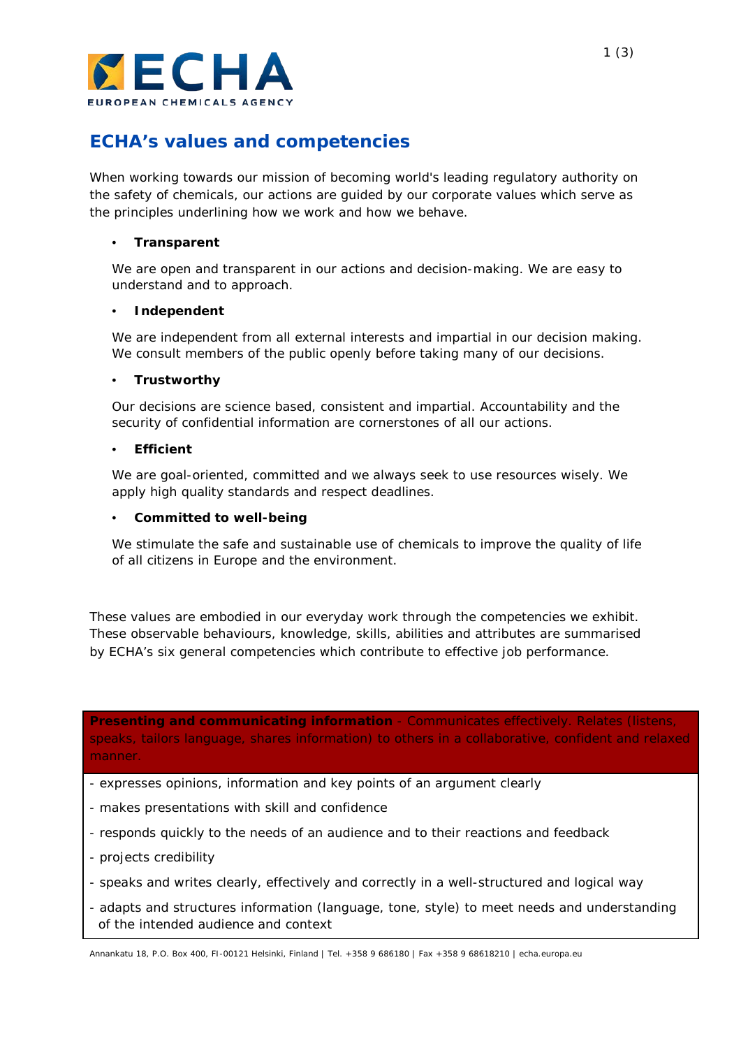# ECHA's values and competencies

When working towards our mission of becoming world's leading regulatory authority on the safety of chemicals, our actions are guided by our corporate values which serve as the principles underlining how we work and how we behave.

- **Transparent**

  We are open and transparent in our actions and decision-making. We are easy to understand and to approach.

- **Independent**

  We are independent from all external interests and impartial in our decision making. We consult members of the public openly before taking many of our decisions.

- **Trustworthy**

  Our decisions are science based, consistent and impartial. Accountability and the security of confidential information are cornerstones of all our actions.

- **Efficient**

  We are goal-oriented, committed and we always seek to use resources wisely. We apply high quality standards and respect deadlines.

- **Committed to well-being**

  We stimulate the safe and sustainable use of chemicals to improve the quality of life of all citizens in Europe and the environment.

These values are embodied in our everyday work through the competencies we exhibit. These observable behaviours, knowledge, skills, abilities and attributes are summarised by ECHA's six general competencies which contribute to effective job performance.

| **Presenting and communicating information** - Communicates effectively. Relates (listens, speaks, tailors language, shares information) to others in a collaborative, confident and relaxed manner. |
|---|
| - expresses opinions, information and key points of an argument clearly<br>- makes presentations with skill and confidence<br>- responds quickly to the needs of an audience and to their reactions and feedback<br>- projects credibility<br>- speaks and writes clearly, effectively and correctly in a well-structured and logical way<br>- adapts and structures information (language, tone, style) to meet needs and understanding of the intended audience and context |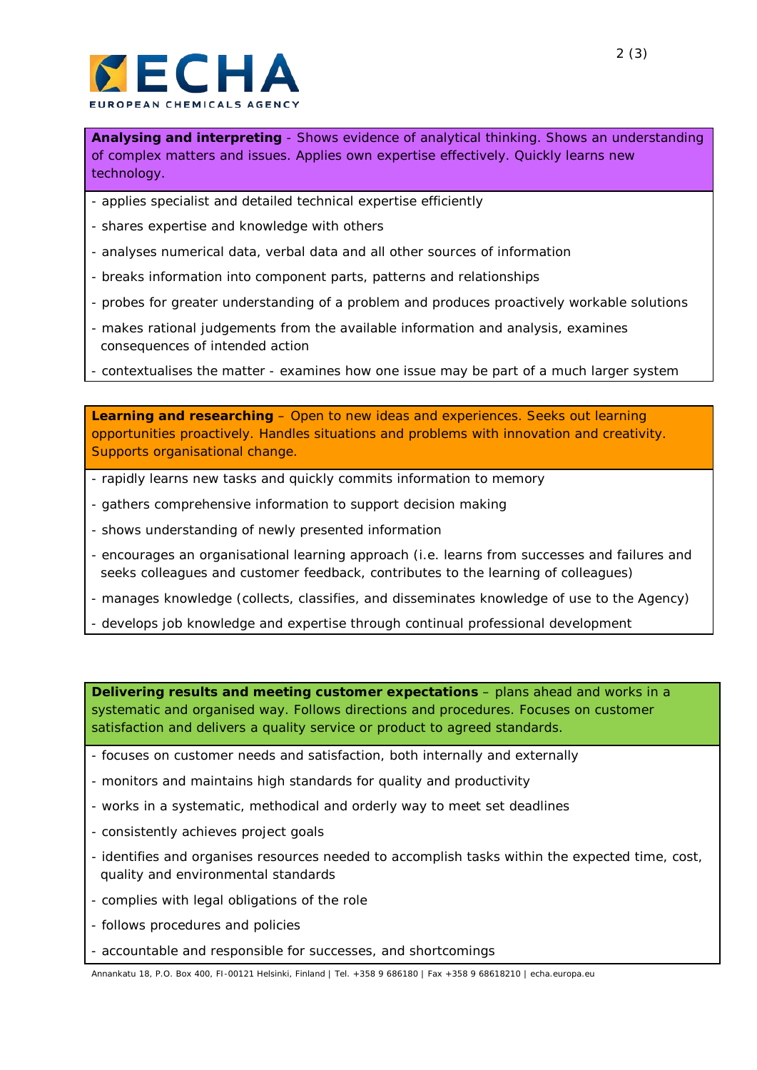**Analysing and interpreting** - Shows evidence of analytical thinking. Shows an understanding of complex matters and issues. Applies own expertise effectively. Quickly learns new technology.

- applies specialist and detailed technical expertise efficiently
- shares expertise and knowledge with others
- analyses numerical data, verbal data and all other sources of information
- breaks information into component parts, patterns and relationships
- probes for greater understanding of a problem and produces proactively workable solutions
- makes rational judgements from the available information and analysis, examines consequences of intended action
- contextualises the matter - examines how one issue may be part of a much larger system

**Learning and researching** – Open to new ideas and experiences. Seeks out learning opportunities proactively. Handles situations and problems with innovation and creativity. Supports organisational change.

- rapidly learns new tasks and quickly commits information to memory
- gathers comprehensive information to support decision making
- shows understanding of newly presented information
- encourages an organisational learning approach (i.e. learns from successes and failures and seeks colleagues and customer feedback, contributes to the learning of colleagues)
- manages knowledge (collects, classifies, and disseminates knowledge of use to the Agency)
- develops job knowledge and expertise through continual professional development

**Delivering results and meeting customer expectations** – plans ahead and works in a systematic and organised way. Follows directions and procedures. Focuses on customer satisfaction and delivers a quality service or product to agreed standards.

- focuses on customer needs and satisfaction, both internally and externally
- monitors and maintains high standards for quality and productivity
- works in a systematic, methodical and orderly way to meet set deadlines
- consistently achieves project goals
- identifies and organises resources needed to accomplish tasks within the expected time, cost, quality and environmental standards
- complies with legal obligations of the role
- follows procedures and policies
- accountable and responsible for successes, and shortcomings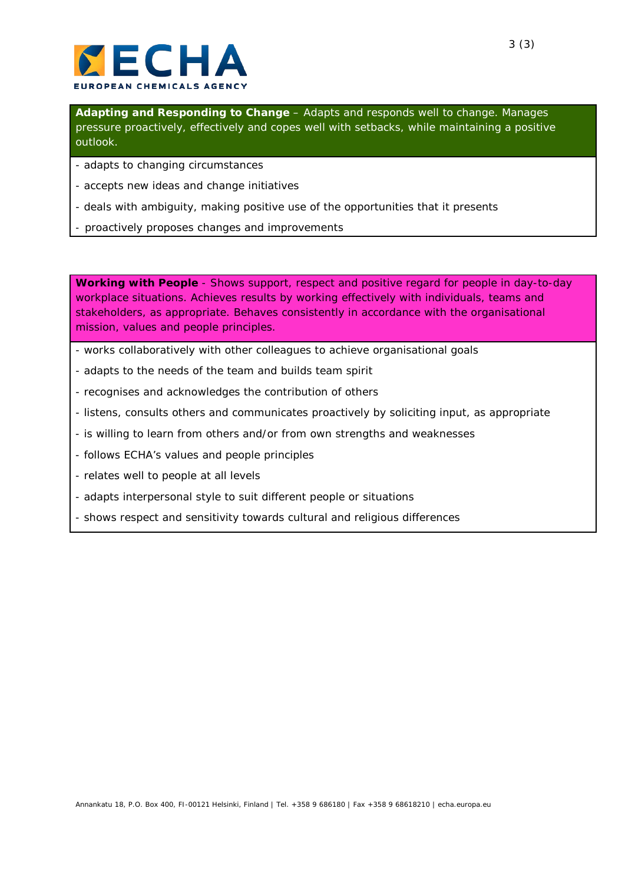**Adapting and Responding to Change** – Adapts and responds well to change. Manages pressure proactively, effectively and copes well with setbacks, while maintaining a positive outlook.

- adapts to changing circumstances
- accepts new ideas and change initiatives
- deals with ambiguity, making positive use of the opportunities that it presents
- proactively proposes changes and improvements

**Working with People** - Shows support, respect and positive regard for people in day-to-day workplace situations. Achieves results by working effectively with individuals, teams and stakeholders, as appropriate. Behaves consistently in accordance with the organisational mission, values and people principles.

- works collaboratively with other colleagues to achieve organisational goals
- adapts to the needs of the team and builds team spirit
- recognises and acknowledges the contribution of others
- listens, consults others and communicates proactively by soliciting input, as appropriate
- is willing to learn from others and/or from own strengths and weaknesses
- follows ECHA's values and people principles
- relates well to people at all levels
- adapts interpersonal style to suit different people or situations
- shows respect and sensitivity towards cultural and religious differences